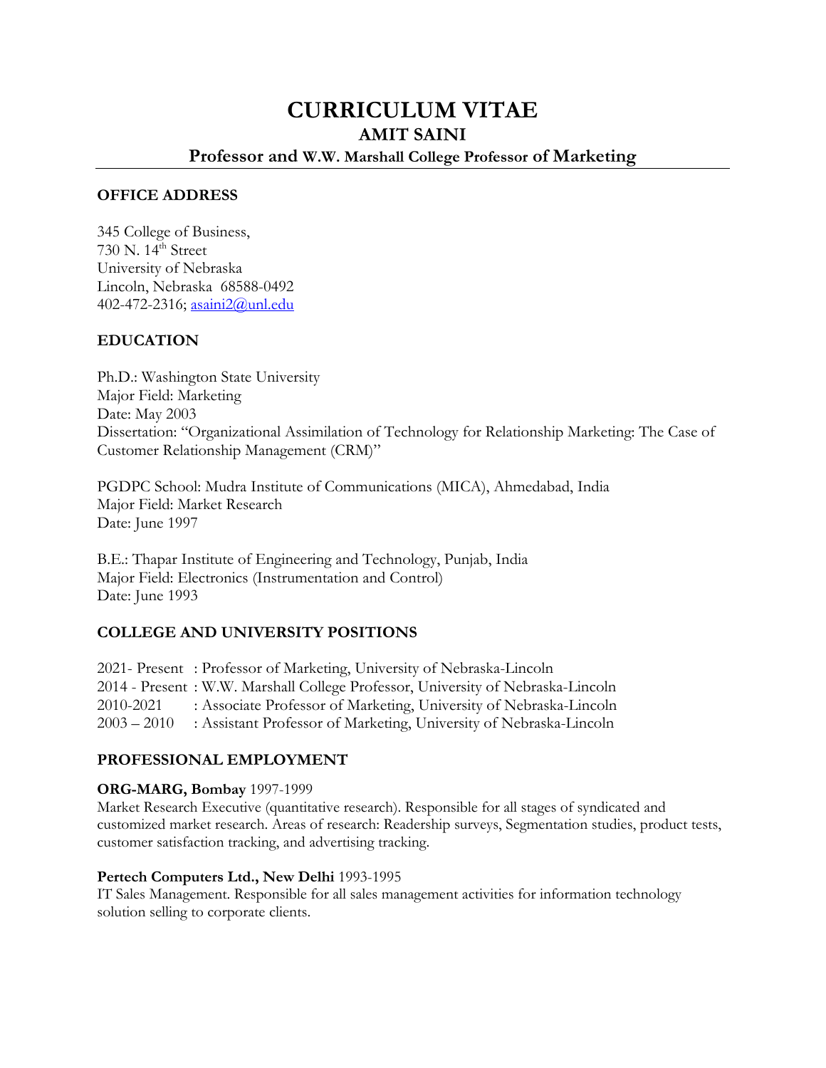# CURRICULUM VITAE

## AMIT SAINI

### Professor and W.W. Marshall College Professor of Marketing

---

**OFFICE ADDRESS**

345 College of Business,
730 N. 14th Street
University of Nebraska
Lincoln, Nebraska 68588-0492
402-472-2316; asaini2@unl.edu

**EDUCATION**

Ph.D.: Washington State University
Major Field: Marketing
Date: May 2003
Dissertation: "Organizational Assimilation of Technology for Relationship Marketing: The Case of Customer Relationship Management (CRM)"

PGDPC School: Mudra Institute of Communications (MICA), Ahmedabad, India
Major Field: Market Research
Date: June 1997

B.E.: Thapar Institute of Engineering and Technology, Punjab, India
Major Field: Electronics (Instrumentation and Control)
Date: June 1993

**COLLEGE AND UNIVERSITY POSITIONS**

2021- Present : Professor of Marketing, University of Nebraska-Lincoln
2014 - Present : W.W. Marshall College Professor, University of Nebraska-Lincoln
2010-2021 : Associate Professor of Marketing, University of Nebraska-Lincoln
2003 – 2010 : Assistant Professor of Marketing, University of Nebraska-Lincoln

**PROFESSIONAL EMPLOYMENT**

**ORG-MARG, Bombay** 1997-1999
Market Research Executive (quantitative research). Responsible for all stages of syndicated and customized market research. Areas of research: Readership surveys, Segmentation studies, product tests, customer satisfaction tracking, and advertising tracking.

**Pertech Computers Ltd., New Delhi** 1993-1995
IT Sales Management. Responsible for all sales management activities for information technology solution selling to corporate clients.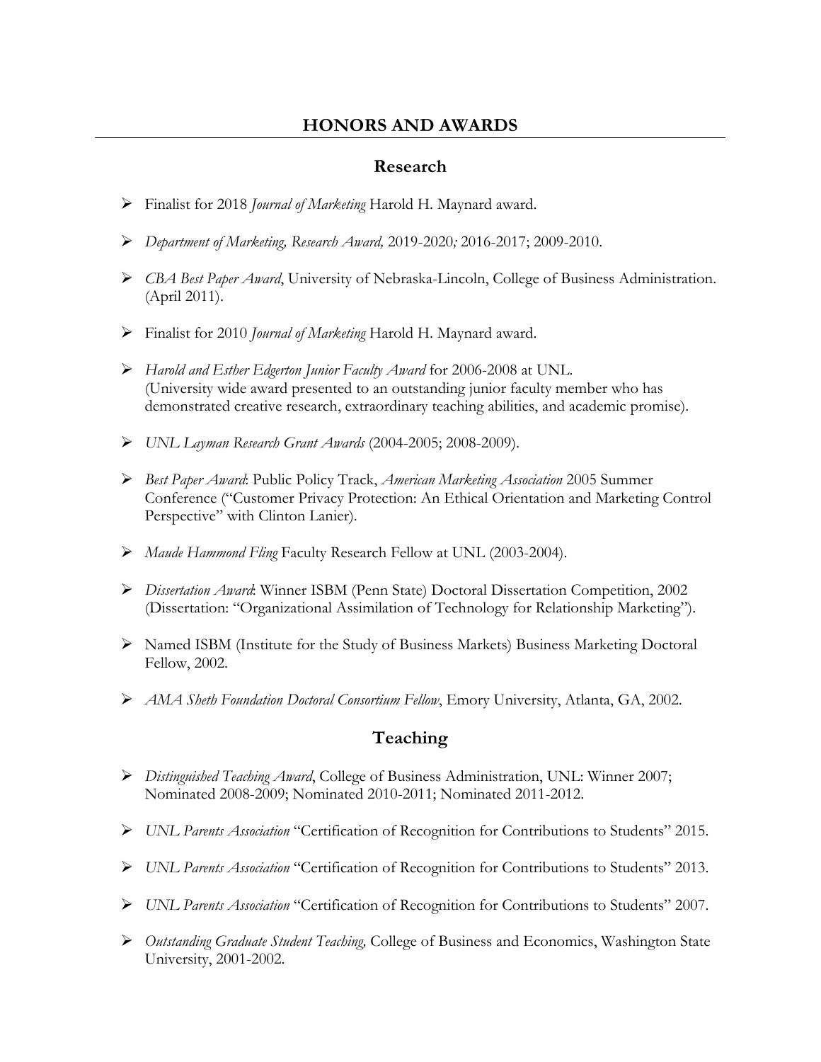## HONORS AND AWARDS

### Research

- Finalist for 2018 *Journal of Marketing* Harold H. Maynard award.
- *Department of Marketing, Research Award,* 2019-2020*;* 2016-2017; 2009-2010.
- *CBA Best Paper Award*, University of Nebraska-Lincoln, College of Business Administration. (April 2011).
- Finalist for 2010 *Journal of Marketing* Harold H. Maynard award.
- *Harold and Esther Edgerton Junior Faculty Award* for 2006-2008 at UNL. (University wide award presented to an outstanding junior faculty member who has demonstrated creative research, extraordinary teaching abilities, and academic promise).
- *UNL Layman Research Grant Awards* (2004-2005; 2008-2009).
- *Best Paper Award*: Public Policy Track, *American Marketing Association* 2005 Summer Conference ("Customer Privacy Protection: An Ethical Orientation and Marketing Control Perspective" with Clinton Lanier).
- *Maude Hammond Fling* Faculty Research Fellow at UNL (2003-2004).
- *Dissertation Award*: Winner ISBM (Penn State) Doctoral Dissertation Competition, 2002 (Dissertation: "Organizational Assimilation of Technology for Relationship Marketing").
- Named ISBM (Institute for the Study of Business Markets) Business Marketing Doctoral Fellow, 2002.
- *AMA Sheth Foundation Doctoral Consortium Fellow*, Emory University, Atlanta, GA, 2002.

### Teaching

- *Distinguished Teaching Award*, College of Business Administration, UNL: Winner 2007; Nominated 2008-2009; Nominated 2010-2011; Nominated 2011-2012.
- *UNL Parents Association* "Certification of Recognition for Contributions to Students" 2015.
- *UNL Parents Association* "Certification of Recognition for Contributions to Students" 2013.
- *UNL Parents Association* "Certification of Recognition for Contributions to Students" 2007.
- *Outstanding Graduate Student Teaching,* College of Business and Economics, Washington State University, 2001-2002.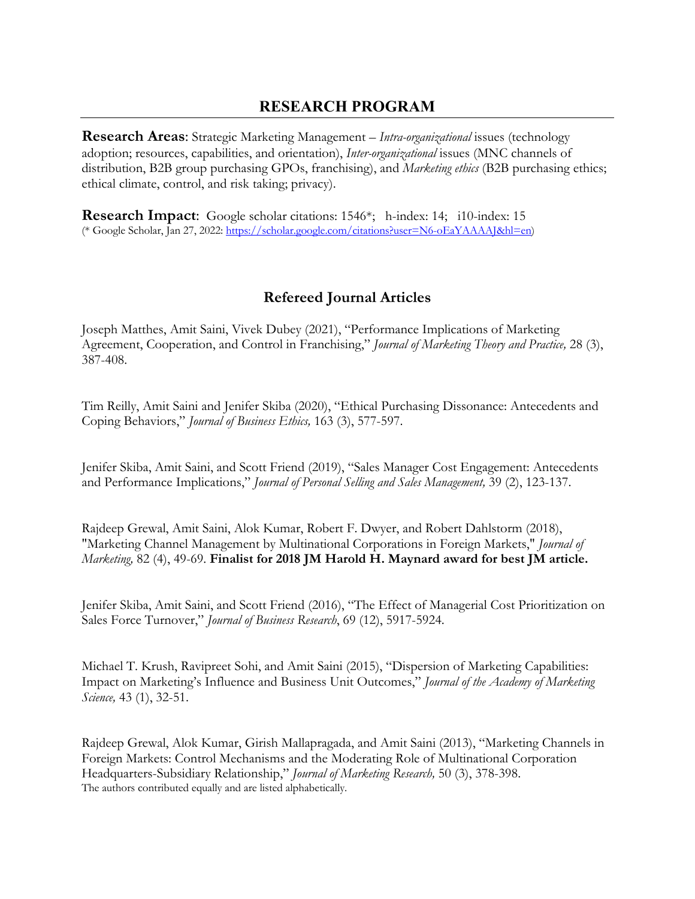# RESEARCH PROGRAM

**Research Areas**: Strategic Marketing Management – *Intra-organizational* issues (technology adoption; resources, capabilities, and orientation), *Inter-organizational* issues (MNC channels of distribution, B2B group purchasing GPOs, franchising), and *Marketing ethics* (B2B purchasing ethics; ethical climate, control, and risk taking; privacy).

**Research Impact**: Google scholar citations: 1546*; h-index: 14; i10-index: 15
(* Google Scholar, Jan 27, 2022: https://scholar.google.com/citations?user=N6-oEaYAAAAJ&hl=en)

## Refereed Journal Articles

Joseph Matthes, Amit Saini, Vivek Dubey (2021), "Performance Implications of Marketing Agreement, Cooperation, and Control in Franchising," *Journal of Marketing Theory and Practice,* 28 (3), 387-408.

Tim Reilly, Amit Saini and Jenifer Skiba (2020), "Ethical Purchasing Dissonance: Antecedents and Coping Behaviors," *Journal of Business Ethics,* 163 (3), 577-597.

Jenifer Skiba, Amit Saini, and Scott Friend (2019), "Sales Manager Cost Engagement: Antecedents and Performance Implications," *Journal of Personal Selling and Sales Management,* 39 (2), 123-137.

Rajdeep Grewal, Amit Saini, Alok Kumar, Robert F. Dwyer, and Robert Dahlstorm (2018), "Marketing Channel Management by Multinational Corporations in Foreign Markets," *Journal of Marketing,* 82 (4), 49-69. **Finalist for 2018 JM Harold H. Maynard award for best JM article.**

Jenifer Skiba, Amit Saini, and Scott Friend (2016), "The Effect of Managerial Cost Prioritization on Sales Force Turnover," *Journal of Business Research*, 69 (12), 5917-5924.

Michael T. Krush, Ravipreet Sohi, and Amit Saini (2015), "Dispersion of Marketing Capabilities: Impact on Marketing's Influence and Business Unit Outcomes," *Journal of the Academy of Marketing Science,* 43 (1), 32-51.

Rajdeep Grewal, Alok Kumar, Girish Mallapragada, and Amit Saini (2013), "Marketing Channels in Foreign Markets: Control Mechanisms and the Moderating Role of Multinational Corporation Headquarters-Subsidiary Relationship," *Journal of Marketing Research,* 50 (3), 378-398.
The authors contributed equally and are listed alphabetically.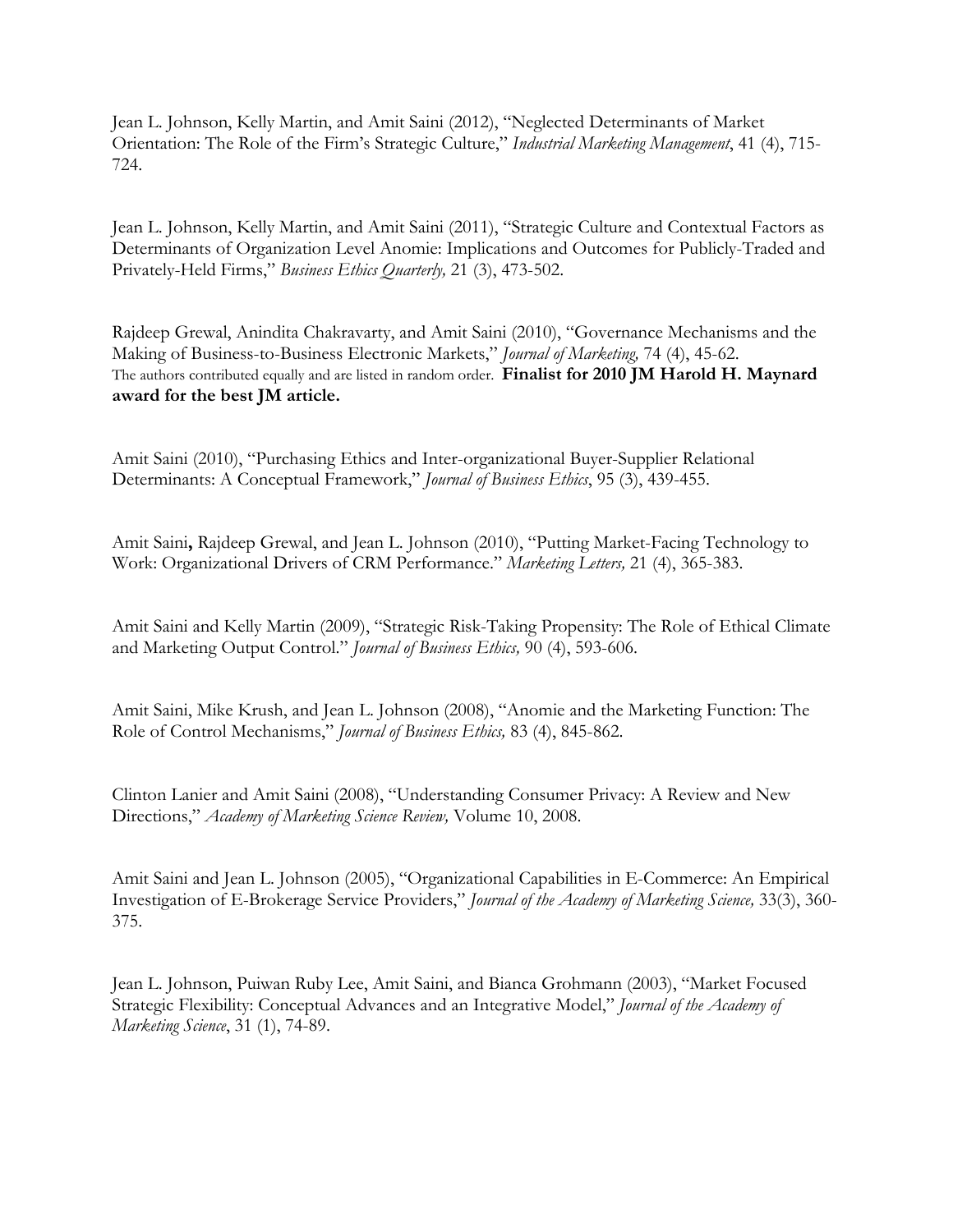Jean L. Johnson, Kelly Martin, and Amit Saini (2012), "Neglected Determinants of Market Orientation: The Role of the Firm's Strategic Culture," *Industrial Marketing Management*, 41 (4), 715-724.

Jean L. Johnson, Kelly Martin, and Amit Saini (2011), "Strategic Culture and Contextual Factors as Determinants of Organization Level Anomie: Implications and Outcomes for Publicly-Traded and Privately-Held Firms," *Business Ethics Quarterly,* 21 (3), 473-502.

Rajdeep Grewal, Anindita Chakravarty, and Amit Saini (2010), "Governance Mechanisms and the Making of Business-to-Business Electronic Markets," *Journal of Marketing,* 74 (4), 45-62. The authors contributed equally and are listed in random order. **Finalist for 2010 JM Harold H. Maynard award for the best JM article.**

Amit Saini (2010), "Purchasing Ethics and Inter-organizational Buyer-Supplier Relational Determinants: A Conceptual Framework," *Journal of Business Ethics*, 95 (3), 439-455.

Amit Saini**,** Rajdeep Grewal, and Jean L. Johnson (2010), "Putting Market-Facing Technology to Work: Organizational Drivers of CRM Performance." *Marketing Letters,* 21 (4), 365-383.

Amit Saini and Kelly Martin (2009), "Strategic Risk-Taking Propensity: The Role of Ethical Climate and Marketing Output Control." *Journal of Business Ethics,* 90 (4), 593-606.

Amit Saini, Mike Krush, and Jean L. Johnson (2008), "Anomie and the Marketing Function: The Role of Control Mechanisms," *Journal of Business Ethics,* 83 (4), 845-862.

Clinton Lanier and Amit Saini (2008), "Understanding Consumer Privacy: A Review and New Directions," *Academy of Marketing Science Review,* Volume 10, 2008.

Amit Saini and Jean L. Johnson (2005), "Organizational Capabilities in E-Commerce: An Empirical Investigation of E-Brokerage Service Providers," *Journal of the Academy of Marketing Science,* 33(3), 360-375.

Jean L. Johnson, Puiwan Ruby Lee, Amit Saini, and Bianca Grohmann (2003), "Market Focused Strategic Flexibility: Conceptual Advances and an Integrative Model," *Journal of the Academy of Marketing Science*, 31 (1), 74-89.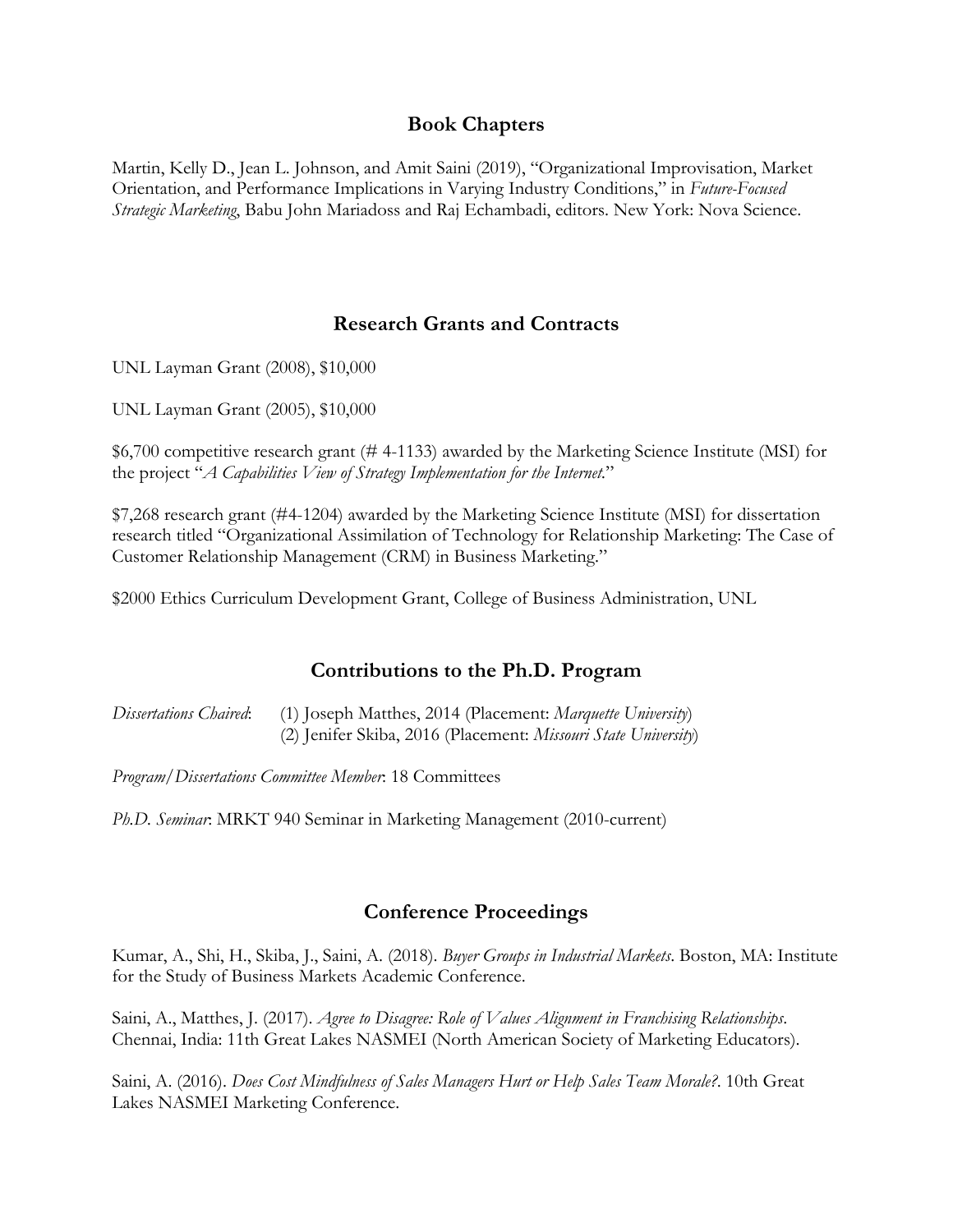## Book Chapters

Martin, Kelly D., Jean L. Johnson, and Amit Saini (2019), "Organizational Improvisation, Market Orientation, and Performance Implications in Varying Industry Conditions," in *Future-Focused Strategic Marketing*, Babu John Mariadoss and Raj Echambadi, editors. New York: Nova Science.

## Research Grants and Contracts

UNL Layman Grant (2008), $10,000

UNL Layman Grant (2005), $10,000

$6,700 competitive research grant (# 4-1133) awarded by the Marketing Science Institute (MSI) for the project "*A Capabilities View of Strategy Implementation for the Internet*."

$7,268 research grant (#4-1204) awarded by the Marketing Science Institute (MSI) for dissertation research titled "Organizational Assimilation of Technology for Relationship Marketing: The Case of Customer Relationship Management (CRM) in Business Marketing."

$2000 Ethics Curriculum Development Grant, College of Business Administration, UNL

## Contributions to the Ph.D. Program

*Dissertations Chaired*: (1) Joseph Matthes, 2014 (Placement: *Marquette University*)
(2) Jenifer Skiba, 2016 (Placement: *Missouri State University*)

*Program/Dissertations Committee Member*: 18 Committees

*Ph.D. Seminar*: MRKT 940 Seminar in Marketing Management (2010-current)

## Conference Proceedings

Kumar, A., Shi, H., Skiba, J., Saini, A. (2018). *Buyer Groups in Industrial Markets*. Boston, MA: Institute for the Study of Business Markets Academic Conference.

Saini, A., Matthes, J. (2017). *Agree to Disagree: Role of Values Alignment in Franchising Relationships*. Chennai, India: 11th Great Lakes NASMEI (North American Society of Marketing Educators).

Saini, A. (2016). *Does Cost Mindfulness of Sales Managers Hurt or Help Sales Team Morale?*. 10th Great Lakes NASMEI Marketing Conference.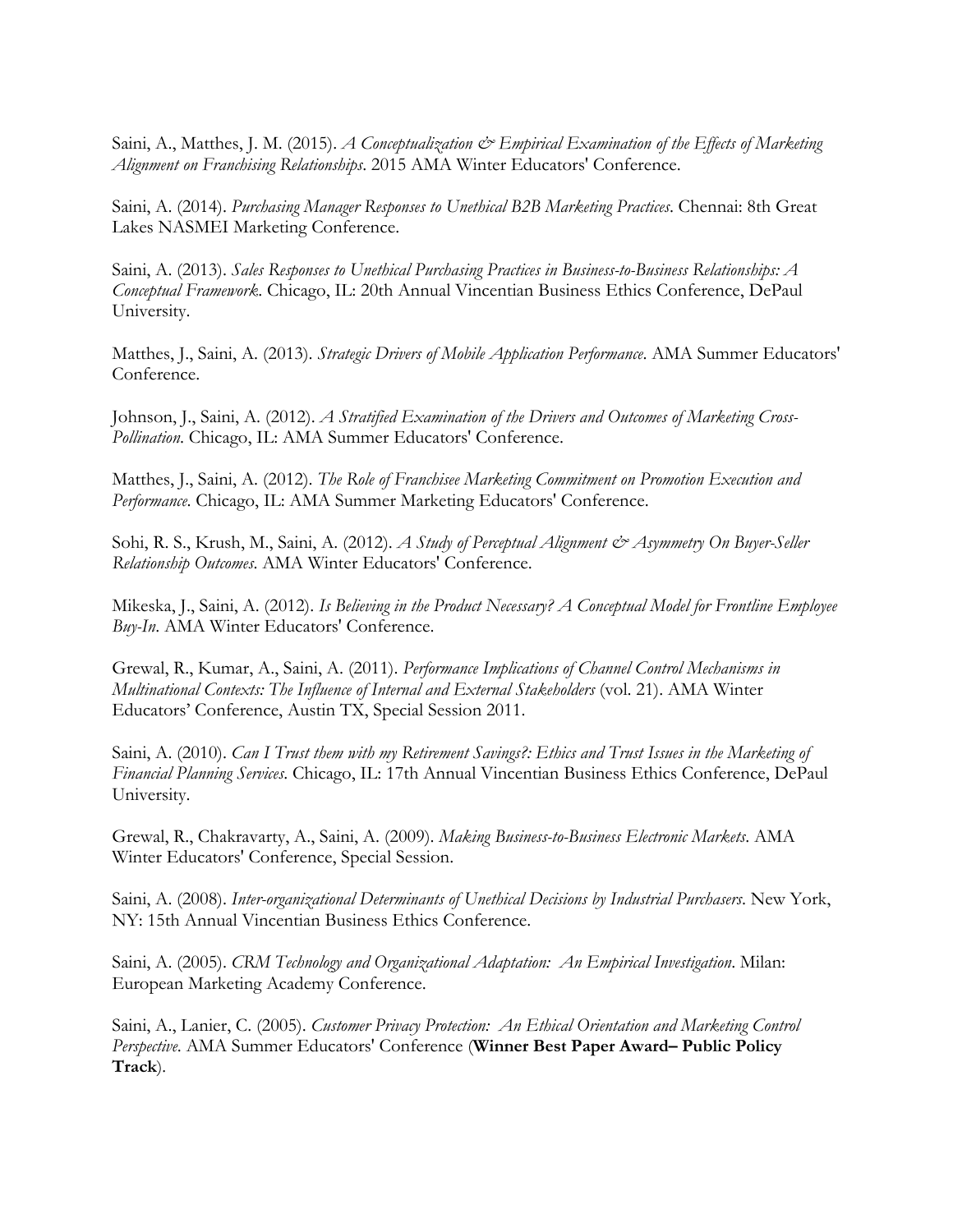Saini, A., Matthes, J. M. (2015). *A Conceptualization & Empirical Examination of the Effects of Marketing Alignment on Franchising Relationships*. 2015 AMA Winter Educators' Conference.

Saini, A. (2014). *Purchasing Manager Responses to Unethical B2B Marketing Practices*. Chennai: 8th Great Lakes NASMEI Marketing Conference.

Saini, A. (2013). *Sales Responses to Unethical Purchasing Practices in Business-to-Business Relationships: A Conceptual Framework*. Chicago, IL: 20th Annual Vincentian Business Ethics Conference, DePaul University.

Matthes, J., Saini, A. (2013). *Strategic Drivers of Mobile Application Performance*. AMA Summer Educators' Conference.

Johnson, J., Saini, A. (2012). *A Stratified Examination of the Drivers and Outcomes of Marketing Cross-Pollination*. Chicago, IL: AMA Summer Educators' Conference.

Matthes, J., Saini, A. (2012). *The Role of Franchisee Marketing Commitment on Promotion Execution and Performance*. Chicago, IL: AMA Summer Marketing Educators' Conference.

Sohi, R. S., Krush, M., Saini, A. (2012). *A Study of Perceptual Alignment & Asymmetry On Buyer-Seller Relationship Outcomes*. AMA Winter Educators' Conference.

Mikeska, J., Saini, A. (2012). *Is Believing in the Product Necessary? A Conceptual Model for Frontline Employee Buy-In*. AMA Winter Educators' Conference.

Grewal, R., Kumar, A., Saini, A. (2011). *Performance Implications of Channel Control Mechanisms in Multinational Contexts: The Influence of Internal and External Stakeholders* (vol. 21). AMA Winter Educators' Conference, Austin TX, Special Session 2011.

Saini, A. (2010). *Can I Trust them with my Retirement Savings?: Ethics and Trust Issues in the Marketing of Financial Planning Services*. Chicago, IL: 17th Annual Vincentian Business Ethics Conference, DePaul University.

Grewal, R., Chakravarty, A., Saini, A. (2009). *Making Business-to-Business Electronic Markets*. AMA Winter Educators' Conference, Special Session.

Saini, A. (2008). *Inter-organizational Determinants of Unethical Decisions by Industrial Purchasers*. New York, NY: 15th Annual Vincentian Business Ethics Conference.

Saini, A. (2005). *CRM Technology and Organizational Adaptation: An Empirical Investigation*. Milan: European Marketing Academy Conference.

Saini, A., Lanier, C. (2005). *Customer Privacy Protection: An Ethical Orientation and Marketing Control Perspective*. AMA Summer Educators' Conference (**Winner Best Paper Award– Public Policy Track**).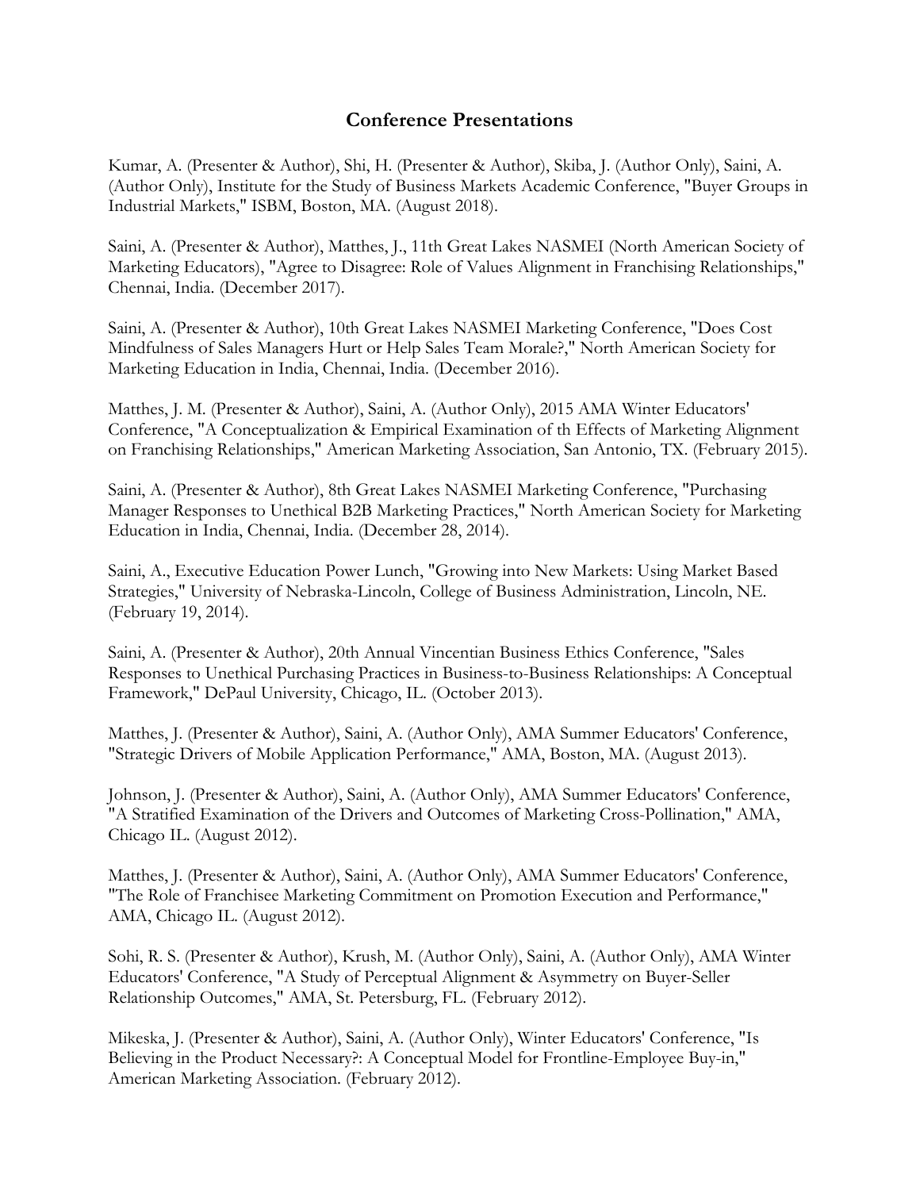## Conference Presentations

Kumar, A. (Presenter & Author), Shi, H. (Presenter & Author), Skiba, J. (Author Only), Saini, A. (Author Only), Institute for the Study of Business Markets Academic Conference, "Buyer Groups in Industrial Markets," ISBM, Boston, MA. (August 2018).

Saini, A. (Presenter & Author), Matthes, J., 11th Great Lakes NASMEI (North American Society of Marketing Educators), "Agree to Disagree: Role of Values Alignment in Franchising Relationships," Chennai, India. (December 2017).

Saini, A. (Presenter & Author), 10th Great Lakes NASMEI Marketing Conference, "Does Cost Mindfulness of Sales Managers Hurt or Help Sales Team Morale?," North American Society for Marketing Education in India, Chennai, India. (December 2016).

Matthes, J. M. (Presenter & Author), Saini, A. (Author Only), 2015 AMA Winter Educators' Conference, "A Conceptualization & Empirical Examination of th Effects of Marketing Alignment on Franchising Relationships," American Marketing Association, San Antonio, TX. (February 2015).

Saini, A. (Presenter & Author), 8th Great Lakes NASMEI Marketing Conference, "Purchasing Manager Responses to Unethical B2B Marketing Practices," North American Society for Marketing Education in India, Chennai, India. (December 28, 2014).

Saini, A., Executive Education Power Lunch, "Growing into New Markets: Using Market Based Strategies," University of Nebraska-Lincoln, College of Business Administration, Lincoln, NE. (February 19, 2014).

Saini, A. (Presenter & Author), 20th Annual Vincentian Business Ethics Conference, "Sales Responses to Unethical Purchasing Practices in Business-to-Business Relationships: A Conceptual Framework," DePaul University, Chicago, IL. (October 2013).

Matthes, J. (Presenter & Author), Saini, A. (Author Only), AMA Summer Educators' Conference, "Strategic Drivers of Mobile Application Performance," AMA, Boston, MA. (August 2013).

Johnson, J. (Presenter & Author), Saini, A. (Author Only), AMA Summer Educators' Conference, "A Stratified Examination of the Drivers and Outcomes of Marketing Cross-Pollination," AMA, Chicago IL. (August 2012).

Matthes, J. (Presenter & Author), Saini, A. (Author Only), AMA Summer Educators' Conference, "The Role of Franchisee Marketing Commitment on Promotion Execution and Performance," AMA, Chicago IL. (August 2012).

Sohi, R. S. (Presenter & Author), Krush, M. (Author Only), Saini, A. (Author Only), AMA Winter Educators' Conference, "A Study of Perceptual Alignment & Asymmetry on Buyer-Seller Relationship Outcomes," AMA, St. Petersburg, FL. (February 2012).

Mikeska, J. (Presenter & Author), Saini, A. (Author Only), Winter Educators' Conference, "Is Believing in the Product Necessary?: A Conceptual Model for Frontline-Employee Buy-in," American Marketing Association. (February 2012).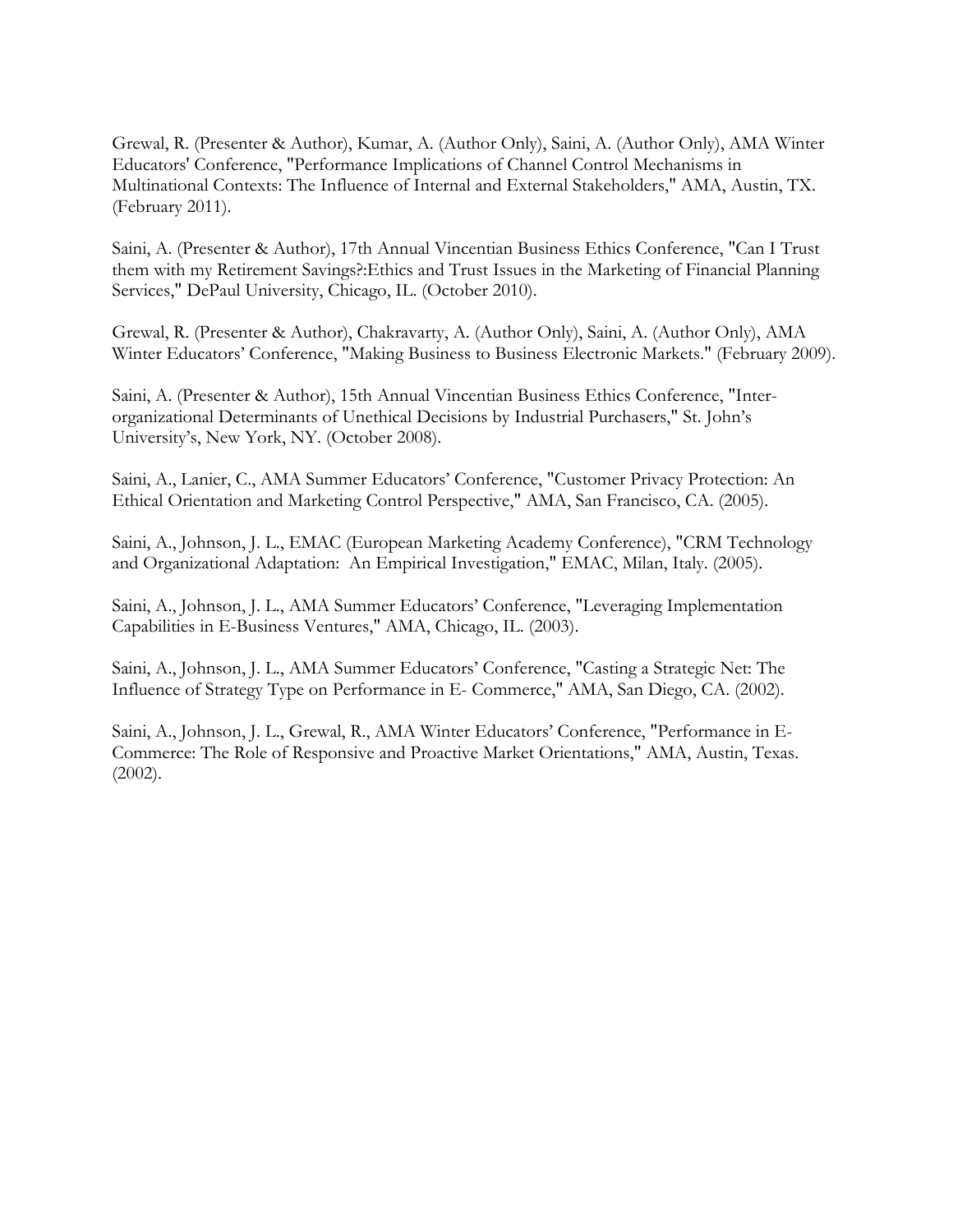Grewal, R. (Presenter & Author), Kumar, A. (Author Only), Saini, A. (Author Only), AMA Winter Educators' Conference, "Performance Implications of Channel Control Mechanisms in Multinational Contexts: The Influence of Internal and External Stakeholders," AMA, Austin, TX. (February 2011).

Saini, A. (Presenter & Author), 17th Annual Vincentian Business Ethics Conference, "Can I Trust them with my Retirement Savings?:Ethics and Trust Issues in the Marketing of Financial Planning Services," DePaul University, Chicago, IL. (October 2010).

Grewal, R. (Presenter & Author), Chakravarty, A. (Author Only), Saini, A. (Author Only), AMA Winter Educators' Conference, "Making Business to Business Electronic Markets." (February 2009).

Saini, A. (Presenter & Author), 15th Annual Vincentian Business Ethics Conference, "Inter-organizational Determinants of Unethical Decisions by Industrial Purchasers," St. John's University's, New York, NY. (October 2008).

Saini, A., Lanier, C., AMA Summer Educators' Conference, "Customer Privacy Protection: An Ethical Orientation and Marketing Control Perspective," AMA, San Francisco, CA. (2005).

Saini, A., Johnson, J. L., EMAC (European Marketing Academy Conference), "CRM Technology and Organizational Adaptation: An Empirical Investigation," EMAC, Milan, Italy. (2005).

Saini, A., Johnson, J. L., AMA Summer Educators' Conference, "Leveraging Implementation Capabilities in E-Business Ventures," AMA, Chicago, IL. (2003).

Saini, A., Johnson, J. L., AMA Summer Educators' Conference, "Casting a Strategic Net: The Influence of Strategy Type on Performance in E- Commerce," AMA, San Diego, CA. (2002).

Saini, A., Johnson, J. L., Grewal, R., AMA Winter Educators' Conference, "Performance in E-Commerce: The Role of Responsive and Proactive Market Orientations," AMA, Austin, Texas. (2002).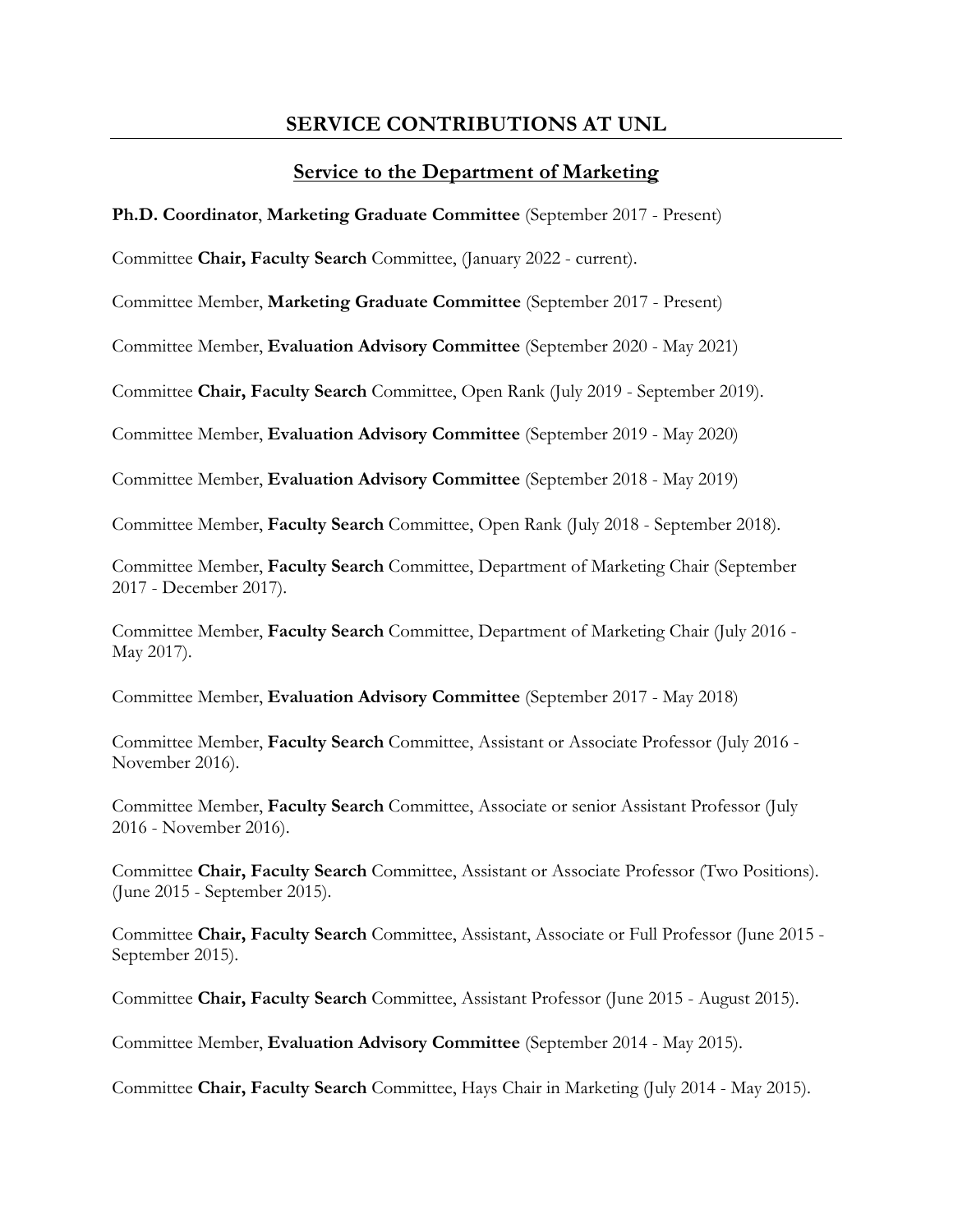## SERVICE CONTRIBUTIONS AT UNL

### Service to the Department of Marketing

**Ph.D. Coordinator**, **Marketing Graduate Committee** (September 2017 - Present)

Committee **Chair, Faculty Search** Committee, (January 2022 - current).

Committee Member, **Marketing Graduate Committee** (September 2017 - Present)

Committee Member, **Evaluation Advisory Committee** (September 2020 - May 2021)

Committee **Chair, Faculty Search** Committee, Open Rank (July 2019 - September 2019).

Committee Member, **Evaluation Advisory Committee** (September 2019 - May 2020)

Committee Member, **Evaluation Advisory Committee** (September 2018 - May 2019)

Committee Member, **Faculty Search** Committee, Open Rank (July 2018 - September 2018).

Committee Member, **Faculty Search** Committee, Department of Marketing Chair (September 2017 - December 2017).

Committee Member, **Faculty Search** Committee, Department of Marketing Chair (July 2016 - May 2017).

Committee Member, **Evaluation Advisory Committee** (September 2017 - May 2018)

Committee Member, **Faculty Search** Committee, Assistant or Associate Professor (July 2016 - November 2016).

Committee Member, **Faculty Search** Committee, Associate or senior Assistant Professor (July 2016 - November 2016).

Committee **Chair, Faculty Search** Committee, Assistant or Associate Professor (Two Positions). (June 2015 - September 2015).

Committee **Chair, Faculty Search** Committee, Assistant, Associate or Full Professor (June 2015 - September 2015).

Committee **Chair, Faculty Search** Committee, Assistant Professor (June 2015 - August 2015).

Committee Member, **Evaluation Advisory Committee** (September 2014 - May 2015).

Committee **Chair, Faculty Search** Committee, Hays Chair in Marketing (July 2014 - May 2015).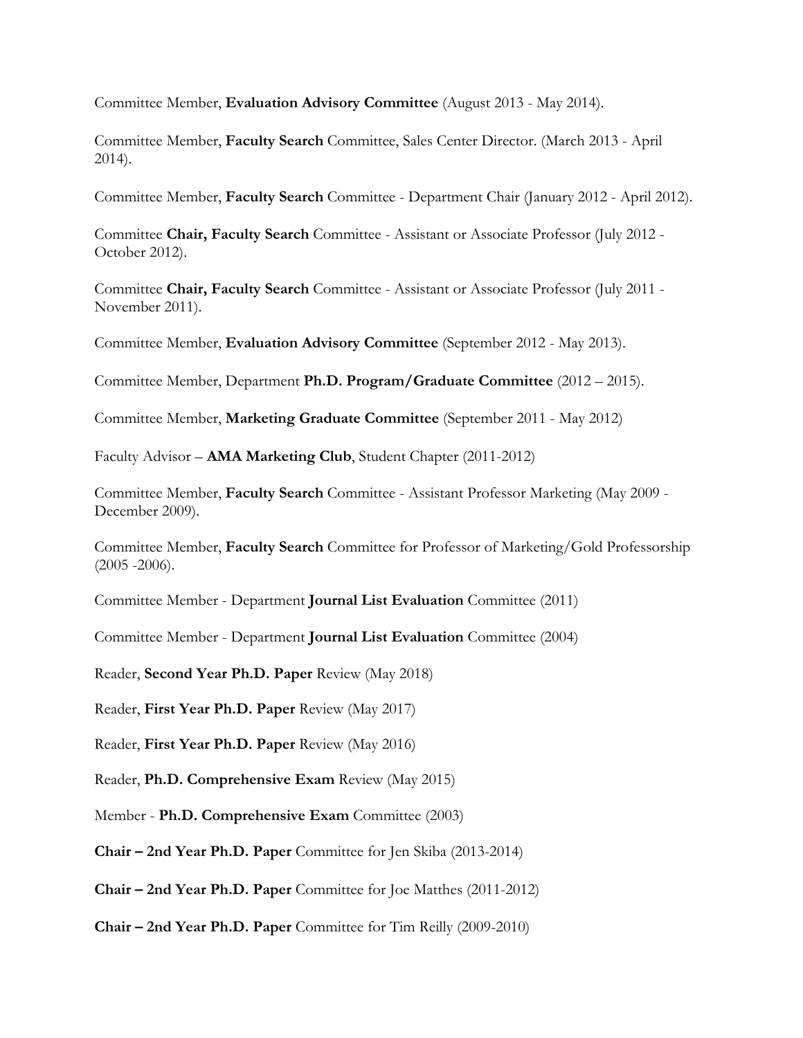Committee Member, **Evaluation Advisory Committee** (August 2013 - May 2014).

Committee Member, **Faculty Search** Committee, Sales Center Director. (March 2013 - April 2014).

Committee Member, **Faculty Search** Committee - Department Chair (January 2012 - April 2012).

Committee **Chair, Faculty Search** Committee - Assistant or Associate Professor (July 2012 - October 2012).

Committee **Chair, Faculty Search** Committee - Assistant or Associate Professor (July 2011 - November 2011).

Committee Member, **Evaluation Advisory Committee** (September 2012 - May 2013).

Committee Member, Department **Ph.D. Program/Graduate Committee** (2012 – 2015).

Committee Member, **Marketing Graduate Committee** (September 2011 - May 2012)

Faculty Advisor – **AMA Marketing Club**, Student Chapter (2011-2012)

Committee Member, **Faculty Search** Committee - Assistant Professor Marketing (May 2009 - December 2009).

Committee Member, **Faculty Search** Committee for Professor of Marketing/Gold Professorship (2005 -2006).

Committee Member - Department **Journal List Evaluation** Committee (2011)

Committee Member - Department **Journal List Evaluation** Committee (2004)

Reader, **Second Year Ph.D. Paper** Review (May 2018)

Reader, **First Year Ph.D. Paper** Review (May 2017)

Reader, **First Year Ph.D. Paper** Review (May 2016)

Reader, **Ph.D. Comprehensive Exam** Review (May 2015)

Member - **Ph.D. Comprehensive Exam** Committee (2003)

**Chair – 2nd Year Ph.D. Paper** Committee for Jen Skiba (2013-2014)

**Chair – 2nd Year Ph.D. Paper** Committee for Joe Matthes (2011-2012)

**Chair – 2nd Year Ph.D. Paper** Committee for Tim Reilly (2009-2010)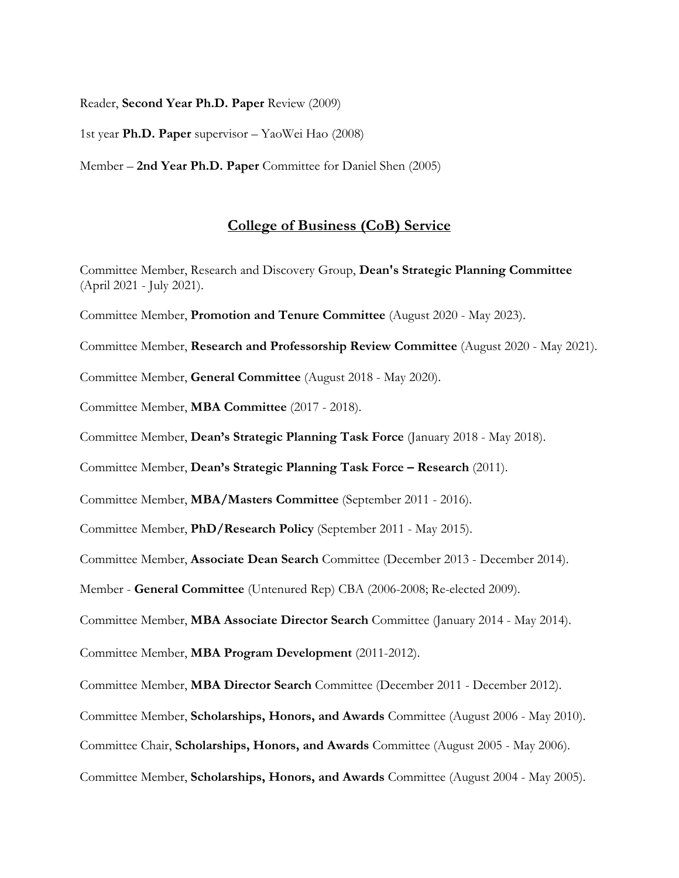Reader, **Second Year Ph.D. Paper** Review (2009)

1st year **Ph.D. Paper** supervisor – YaoWei Hao (2008)

Member – **2nd Year Ph.D. Paper** Committee for Daniel Shen (2005)

## College of Business (CoB) Service

Committee Member, Research and Discovery Group, **Dean's Strategic Planning Committee** (April 2021 - July 2021).

Committee Member, **Promotion and Tenure Committee** (August 2020 - May 2023).

Committee Member, **Research and Professorship Review Committee** (August 2020 - May 2021).

Committee Member, **General Committee** (August 2018 - May 2020).

Committee Member, **MBA Committee** (2017 - 2018).

Committee Member, **Dean's Strategic Planning Task Force** (January 2018 - May 2018).

Committee Member, **Dean's Strategic Planning Task Force – Research** (2011).

Committee Member, **MBA/Masters Committee** (September 2011 - 2016).

Committee Member, **PhD/Research Policy** (September 2011 - May 2015).

Committee Member, **Associate Dean Search** Committee (December 2013 - December 2014).

Member - **General Committee** (Untenured Rep) CBA (2006-2008; Re-elected 2009).

Committee Member, **MBA Associate Director Search** Committee (January 2014 - May 2014).

Committee Member, **MBA Program Development** (2011-2012).

Committee Member, **MBA Director Search** Committee (December 2011 - December 2012).

Committee Member, **Scholarships, Honors, and Awards** Committee (August 2006 - May 2010).

Committee Chair, **Scholarships, Honors, and Awards** Committee (August 2005 - May 2006).

Committee Member, **Scholarships, Honors, and Awards** Committee (August 2004 - May 2005).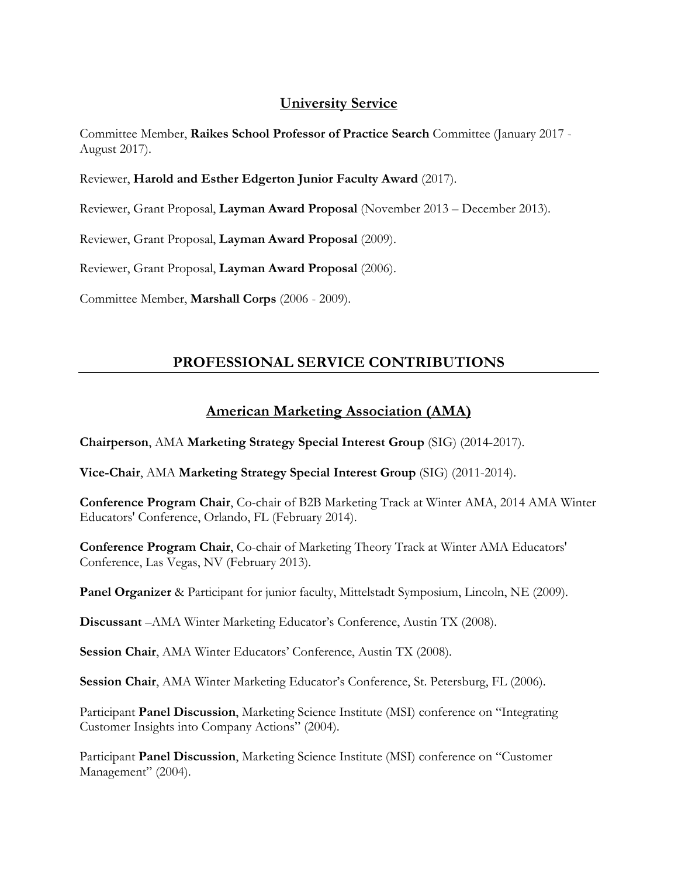## University Service

Committee Member, **Raikes School Professor of Practice Search** Committee (January 2017 - August 2017).

Reviewer, **Harold and Esther Edgerton Junior Faculty Award** (2017).

Reviewer, Grant Proposal, **Layman Award Proposal** (November 2013 – December 2013).

Reviewer, Grant Proposal, **Layman Award Proposal** (2009).

Reviewer, Grant Proposal, **Layman Award Proposal** (2006).

Committee Member, **Marshall Corps** (2006 - 2009).

# PROFESSIONAL SERVICE CONTRIBUTIONS

## American Marketing Association (AMA)

**Chairperson**, AMA **Marketing Strategy Special Interest Group** (SIG) (2014-2017).

**Vice-Chair**, AMA **Marketing Strategy Special Interest Group** (SIG) (2011-2014).

**Conference Program Chair**, Co-chair of B2B Marketing Track at Winter AMA, 2014 AMA Winter Educators' Conference, Orlando, FL (February 2014).

**Conference Program Chair**, Co-chair of Marketing Theory Track at Winter AMA Educators' Conference, Las Vegas, NV (February 2013).

**Panel Organizer** & Participant for junior faculty, Mittelstadt Symposium, Lincoln, NE (2009).

**Discussant** –AMA Winter Marketing Educator's Conference, Austin TX (2008).

**Session Chair**, AMA Winter Educators' Conference, Austin TX (2008).

**Session Chair**, AMA Winter Marketing Educator's Conference, St. Petersburg, FL (2006).

Participant **Panel Discussion**, Marketing Science Institute (MSI) conference on "Integrating Customer Insights into Company Actions" (2004).

Participant **Panel Discussion**, Marketing Science Institute (MSI) conference on "Customer Management" (2004).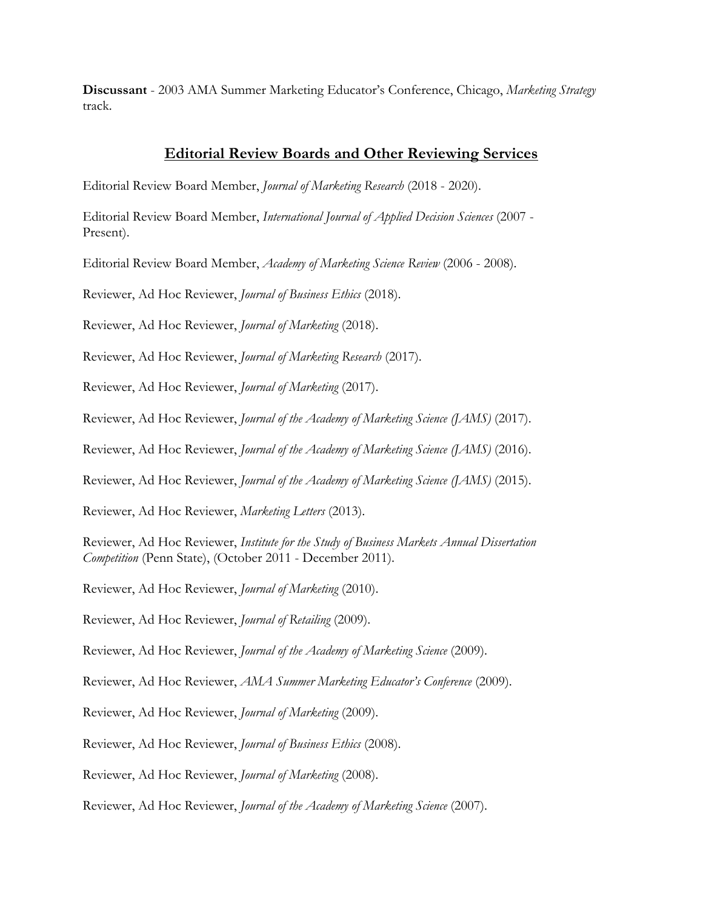**Discussant** - 2003 AMA Summer Marketing Educator's Conference, Chicago, *Marketing Strategy* track.

## Editorial Review Boards and Other Reviewing Services

Editorial Review Board Member, *Journal of Marketing Research* (2018 - 2020).

Editorial Review Board Member, *International Journal of Applied Decision Sciences* (2007 - Present).

Editorial Review Board Member, *Academy of Marketing Science Review* (2006 - 2008).

Reviewer, Ad Hoc Reviewer, *Journal of Business Ethics* (2018).

Reviewer, Ad Hoc Reviewer, *Journal of Marketing* (2018).

Reviewer, Ad Hoc Reviewer, *Journal of Marketing Research* (2017).

Reviewer, Ad Hoc Reviewer, *Journal of Marketing* (2017).

Reviewer, Ad Hoc Reviewer, *Journal of the Academy of Marketing Science (JAMS)* (2017).

Reviewer, Ad Hoc Reviewer, *Journal of the Academy of Marketing Science (JAMS)* (2016).

Reviewer, Ad Hoc Reviewer, *Journal of the Academy of Marketing Science (JAMS)* (2015).

Reviewer, Ad Hoc Reviewer, *Marketing Letters* (2013).

Reviewer, Ad Hoc Reviewer, *Institute for the Study of Business Markets Annual Dissertation Competition* (Penn State), (October 2011 - December 2011).

Reviewer, Ad Hoc Reviewer, *Journal of Marketing* (2010).

Reviewer, Ad Hoc Reviewer, *Journal of Retailing* (2009).

Reviewer, Ad Hoc Reviewer, *Journal of the Academy of Marketing Science* (2009).

Reviewer, Ad Hoc Reviewer, *AMA Summer Marketing Educator's Conference* (2009).

Reviewer, Ad Hoc Reviewer, *Journal of Marketing* (2009).

Reviewer, Ad Hoc Reviewer, *Journal of Business Ethics* (2008).

Reviewer, Ad Hoc Reviewer, *Journal of Marketing* (2008).

Reviewer, Ad Hoc Reviewer, *Journal of the Academy of Marketing Science* (2007).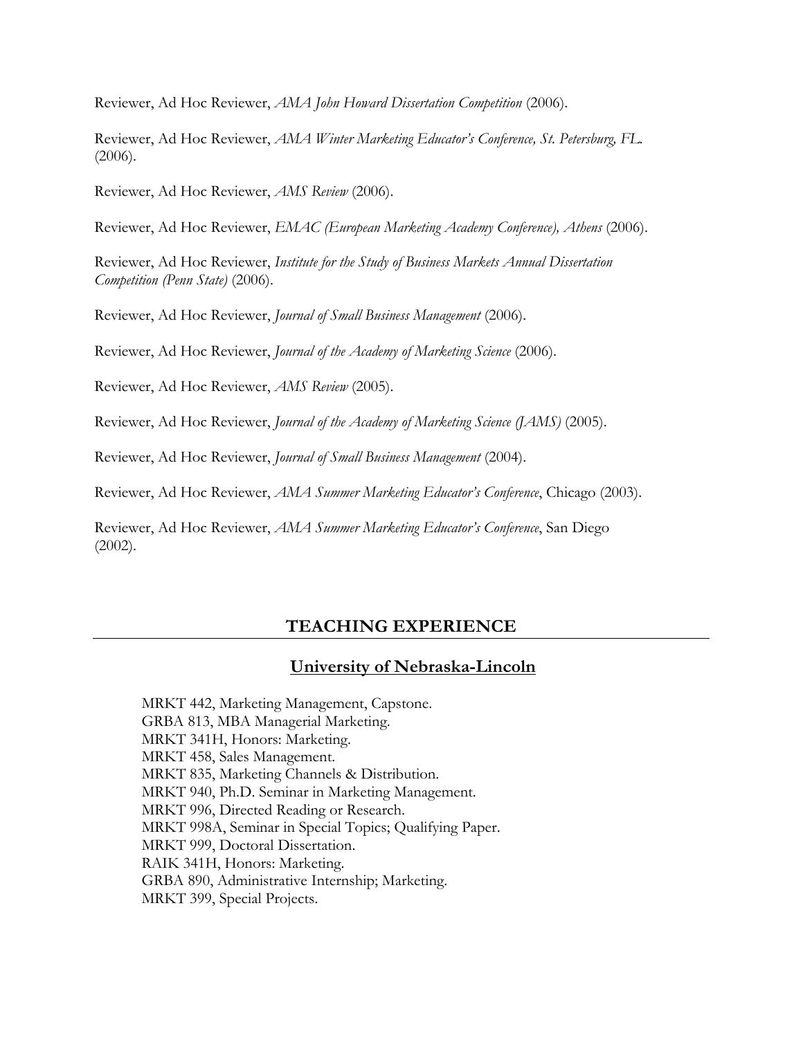Reviewer, Ad Hoc Reviewer, *AMA John Howard Dissertation Competition* (2006).

Reviewer, Ad Hoc Reviewer, *AMA Winter Marketing Educator's Conference, St. Petersburg, FL.* (2006).

Reviewer, Ad Hoc Reviewer, *AMS Review* (2006).

Reviewer, Ad Hoc Reviewer, *EMAC (European Marketing Academy Conference), Athens* (2006).

Reviewer, Ad Hoc Reviewer, *Institute for the Study of Business Markets Annual Dissertation Competition (Penn State)* (2006).

Reviewer, Ad Hoc Reviewer, *Journal of Small Business Management* (2006).

Reviewer, Ad Hoc Reviewer, *Journal of the Academy of Marketing Science* (2006).

Reviewer, Ad Hoc Reviewer, *AMS Review* (2005).

Reviewer, Ad Hoc Reviewer, *Journal of the Academy of Marketing Science (JAMS)* (2005).

Reviewer, Ad Hoc Reviewer, *Journal of Small Business Management* (2004).

Reviewer, Ad Hoc Reviewer, *AMA Summer Marketing Educator's Conference*, Chicago (2003).

Reviewer, Ad Hoc Reviewer, *AMA Summer Marketing Educator's Conference*, San Diego (2002).

## TEACHING EXPERIENCE

### University of Nebraska-Lincoln

MRKT 442, Marketing Management, Capstone.
GRBA 813, MBA Managerial Marketing.
MRKT 341H, Honors: Marketing.
MRKT 458, Sales Management.
MRKT 835, Marketing Channels & Distribution.
MRKT 940, Ph.D. Seminar in Marketing Management.
MRKT 996, Directed Reading or Research.
MRKT 998A, Seminar in Special Topics; Qualifying Paper.
MRKT 999, Doctoral Dissertation.
RAIK 341H, Honors: Marketing.
GRBA 890, Administrative Internship; Marketing.
MRKT 399, Special Projects.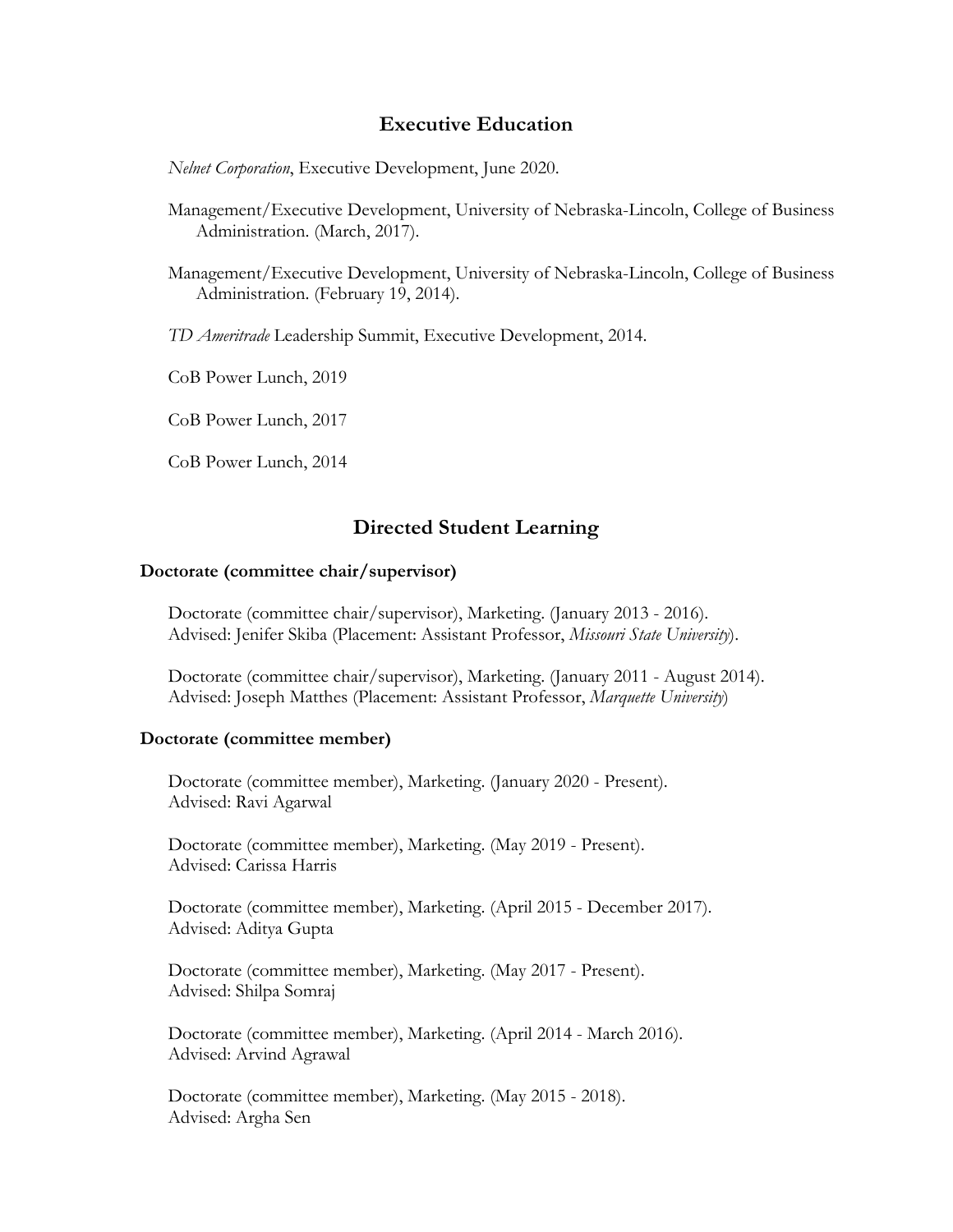## Executive Education

*Nelnet Corporation*, Executive Development, June 2020.

Management/Executive Development, University of Nebraska-Lincoln, College of Business Administration. (March, 2017).

Management/Executive Development, University of Nebraska-Lincoln, College of Business Administration. (February 19, 2014).

*TD Ameritrade* Leadership Summit, Executive Development, 2014.

CoB Power Lunch, 2019

CoB Power Lunch, 2017

CoB Power Lunch, 2014

## Directed Student Learning

### Doctorate (committee chair/supervisor)

Doctorate (committee chair/supervisor), Marketing. (January 2013 - 2016).
Advised: Jenifer Skiba (Placement: Assistant Professor, *Missouri State University*).

Doctorate (committee chair/supervisor), Marketing. (January 2011 - August 2014).
Advised: Joseph Matthes (Placement: Assistant Professor, *Marquette University*)

### Doctorate (committee member)

Doctorate (committee member), Marketing. (January 2020 - Present).
Advised: Ravi Agarwal

Doctorate (committee member), Marketing. (May 2019 - Present).
Advised: Carissa Harris

Doctorate (committee member), Marketing. (April 2015 - December 2017).
Advised: Aditya Gupta

Doctorate (committee member), Marketing. (May 2017 - Present).
Advised: Shilpa Somraj

Doctorate (committee member), Marketing. (April 2014 - March 2016).
Advised: Arvind Agrawal

Doctorate (committee member), Marketing. (May 2015 - 2018).
Advised: Argha Sen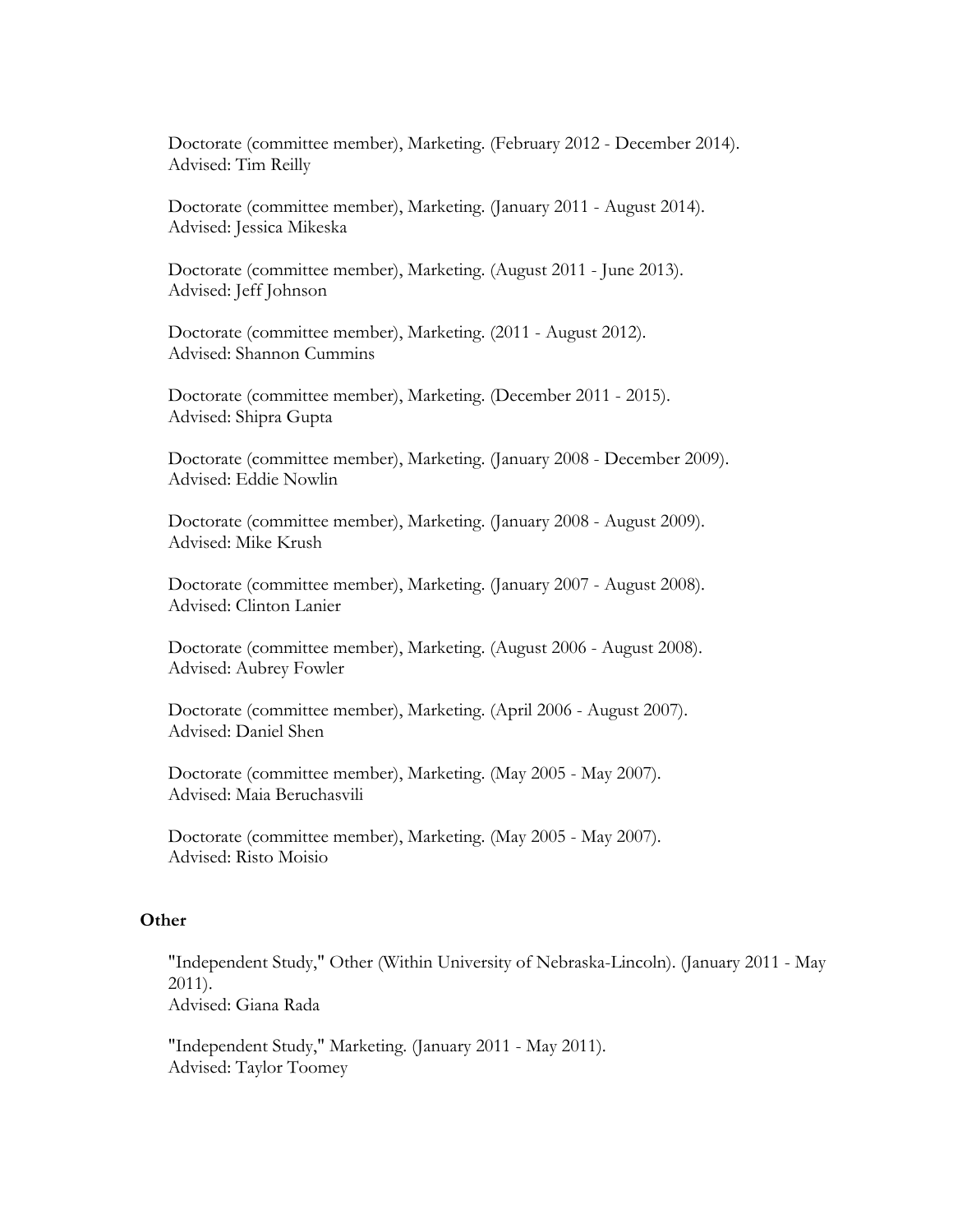Doctorate (committee member), Marketing. (February 2012 - December 2014).
Advised: Tim Reilly

Doctorate (committee member), Marketing. (January 2011 - August 2014).
Advised: Jessica Mikeska

Doctorate (committee member), Marketing. (August 2011 - June 2013).
Advised: Jeff Johnson

Doctorate (committee member), Marketing. (2011 - August 2012).
Advised: Shannon Cummins

Doctorate (committee member), Marketing. (December 2011 - 2015).
Advised: Shipra Gupta

Doctorate (committee member), Marketing. (January 2008 - December 2009).
Advised: Eddie Nowlin

Doctorate (committee member), Marketing. (January 2008 - August 2009).
Advised: Mike Krush

Doctorate (committee member), Marketing. (January 2007 - August 2008).
Advised: Clinton Lanier

Doctorate (committee member), Marketing. (August 2006 - August 2008).
Advised: Aubrey Fowler

Doctorate (committee member), Marketing. (April 2006 - August 2007).
Advised: Daniel Shen

Doctorate (committee member), Marketing. (May 2005 - May 2007).
Advised: Maia Beruchasvili

Doctorate (committee member), Marketing. (May 2005 - May 2007).
Advised: Risto Moisio

**Other**

"Independent Study," Other (Within University of Nebraska-Lincoln). (January 2011 - May 2011).
Advised: Giana Rada

"Independent Study," Marketing. (January 2011 - May 2011).
Advised: Taylor Toomey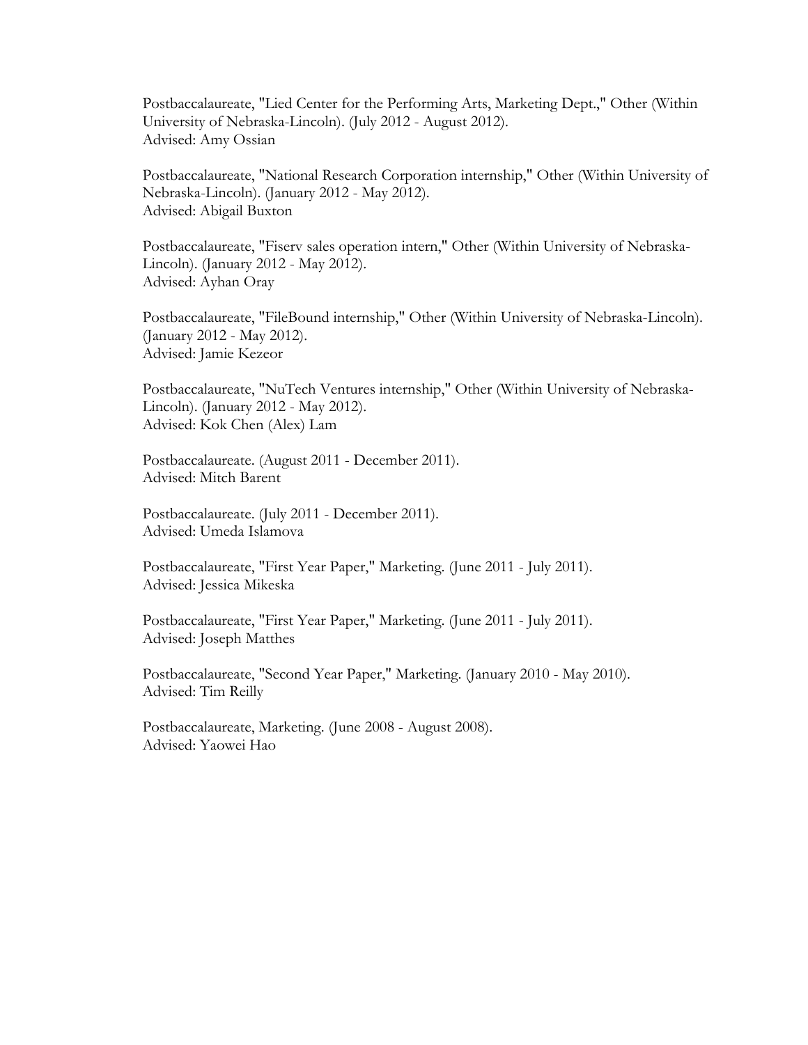Postbaccalaureate, "Lied Center for the Performing Arts, Marketing Dept.," Other (Within University of Nebraska-Lincoln). (July 2012 - August 2012).
Advised: Amy Ossian

Postbaccalaureate, "National Research Corporation internship," Other (Within University of Nebraska-Lincoln). (January 2012 - May 2012).
Advised: Abigail Buxton

Postbaccalaureate, "Fiserv sales operation intern," Other (Within University of Nebraska-Lincoln). (January 2012 - May 2012).
Advised: Ayhan Oray

Postbaccalaureate, "FileBound internship," Other (Within University of Nebraska-Lincoln). (January 2012 - May 2012).
Advised: Jamie Kezeor

Postbaccalaureate, "NuTech Ventures internship," Other (Within University of Nebraska-Lincoln). (January 2012 - May 2012).
Advised: Kok Chen (Alex) Lam

Postbaccalaureate. (August 2011 - December 2011).
Advised: Mitch Barent

Postbaccalaureate. (July 2011 - December 2011).
Advised: Umeda Islamova

Postbaccalaureate, "First Year Paper," Marketing. (June 2011 - July 2011).
Advised: Jessica Mikeska

Postbaccalaureate, "First Year Paper," Marketing. (June 2011 - July 2011).
Advised: Joseph Matthes

Postbaccalaureate, "Second Year Paper," Marketing. (January 2010 - May 2010).
Advised: Tim Reilly

Postbaccalaureate, Marketing. (June 2008 - August 2008).
Advised: Yaowei Hao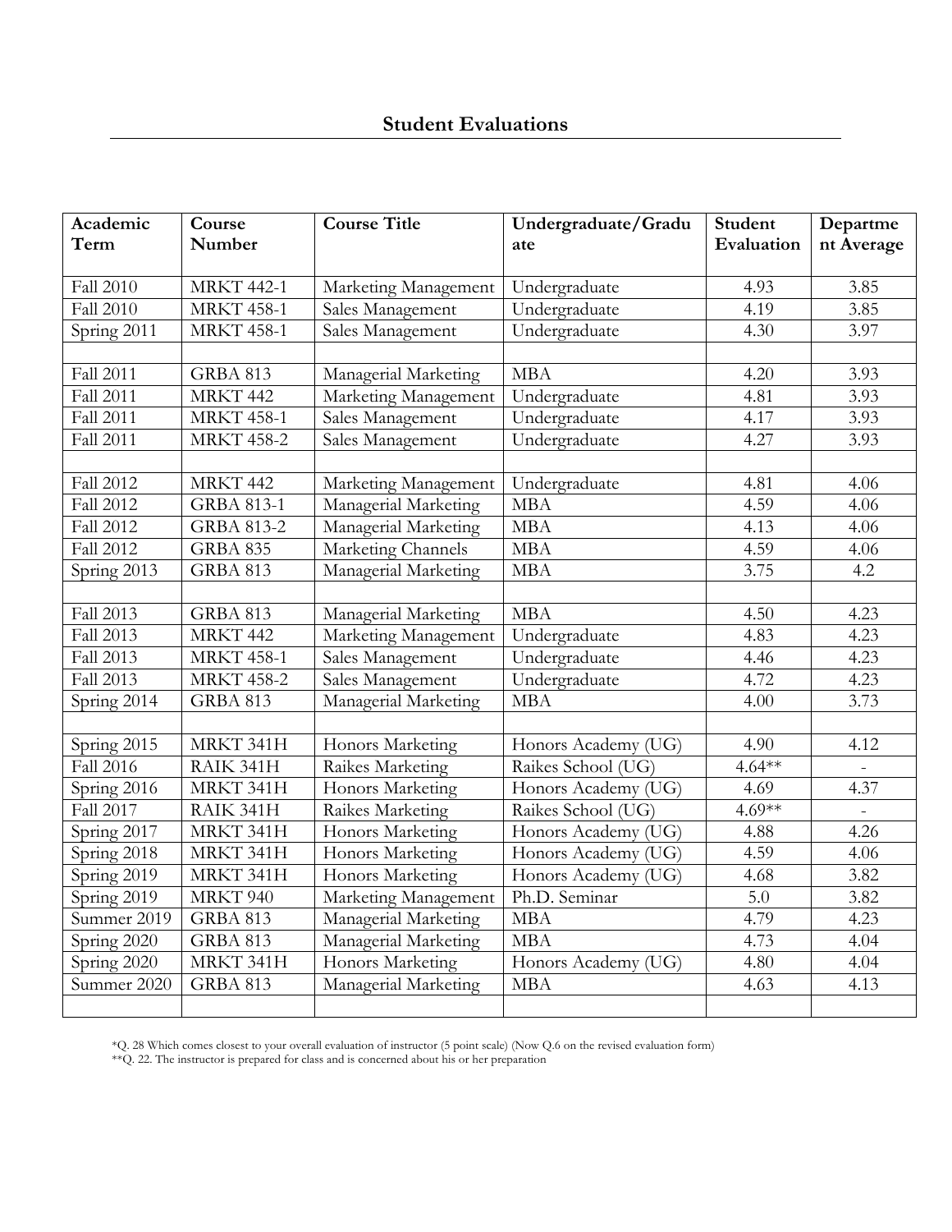## Student Evaluations

| Academic Term | Course Number | Course Title | Undergraduate/Graduate | Student Evaluation | Department Average |
|---|---|---|---|---|---|
| Fall 2010 | MRKT 442-1 | Marketing Management | Undergraduate | 4.93 | 3.85 |
| Fall 2010 | MRKT 458-1 | Sales Management | Undergraduate | 4.19 | 3.85 |
| Spring 2011 | MRKT 458-1 | Sales Management | Undergraduate | 4.30 | 3.97 |
| | | | | | |
| Fall 2011 | GRBA 813 | Managerial Marketing | MBA | 4.20 | 3.93 |
| Fall 2011 | MRKT 442 | Marketing Management | Undergraduate | 4.81 | 3.93 |
| Fall 2011 | MRKT 458-1 | Sales Management | Undergraduate | 4.17 | 3.93 |
| Fall 2011 | MRKT 458-2 | Sales Management | Undergraduate | 4.27 | 3.93 |
| | | | | | |
| Fall 2012 | MRKT 442 | Marketing Management | Undergraduate | 4.81 | 4.06 |
| Fall 2012 | GRBA 813-1 | Managerial Marketing | MBA | 4.59 | 4.06 |
| Fall 2012 | GRBA 813-2 | Managerial Marketing | MBA | 4.13 | 4.06 |
| Fall 2012 | GRBA 835 | Marketing Channels | MBA | 4.59 | 4.06 |
| Spring 2013 | GRBA 813 | Managerial Marketing | MBA | 3.75 | 4.2 |
| | | | | | |
| Fall 2013 | GRBA 813 | Managerial Marketing | MBA | 4.50 | 4.23 |
| Fall 2013 | MRKT 442 | Marketing Management | Undergraduate | 4.83 | 4.23 |
| Fall 2013 | MRKT 458-1 | Sales Management | Undergraduate | 4.46 | 4.23 |
| Fall 2013 | MRKT 458-2 | Sales Management | Undergraduate | 4.72 | 4.23 |
| Spring 2014 | GRBA 813 | Managerial Marketing | MBA | 4.00 | 3.73 |
| | | | | | |
| Spring 2015 | MRKT 341H | Honors Marketing | Honors Academy (UG) | 4.90 | 4.12 |
| Fall 2016 | RAIK 341H | Raikes Marketing | Raikes School (UG) | 4.64** | - |
| Spring 2016 | MRKT 341H | Honors Marketing | Honors Academy (UG) | 4.69 | 4.37 |
| Fall 2017 | RAIK 341H | Raikes Marketing | Raikes School (UG) | 4.69** | - |
| Spring 2017 | MRKT 341H | Honors Marketing | Honors Academy (UG) | 4.88 | 4.26 |
| Spring 2018 | MRKT 341H | Honors Marketing | Honors Academy (UG) | 4.59 | 4.06 |
| Spring 2019 | MRKT 341H | Honors Marketing | Honors Academy (UG) | 4.68 | 3.82 |
| Spring 2019 | MRKT 940 | Marketing Management | Ph.D. Seminar | 5.0 | 3.82 |
| Summer 2019 | GRBA 813 | Managerial Marketing | MBA | 4.79 | 4.23 |
| Spring 2020 | GRBA 813 | Managerial Marketing | MBA | 4.73 | 4.04 |
| Spring 2020 | MRKT 341H | Honors Marketing | Honors Academy (UG) | 4.80 | 4.04 |
| Summer 2020 | GRBA 813 | Managerial Marketing | MBA | 4.63 | 4.13 |
| | | | | | |

*Q. 28 Which comes closest to your overall evaluation of instructor (5 point scale) (Now Q.6 on the revised evaluation form)
**Q. 22. The instructor is prepared for class and is concerned about his or her preparation